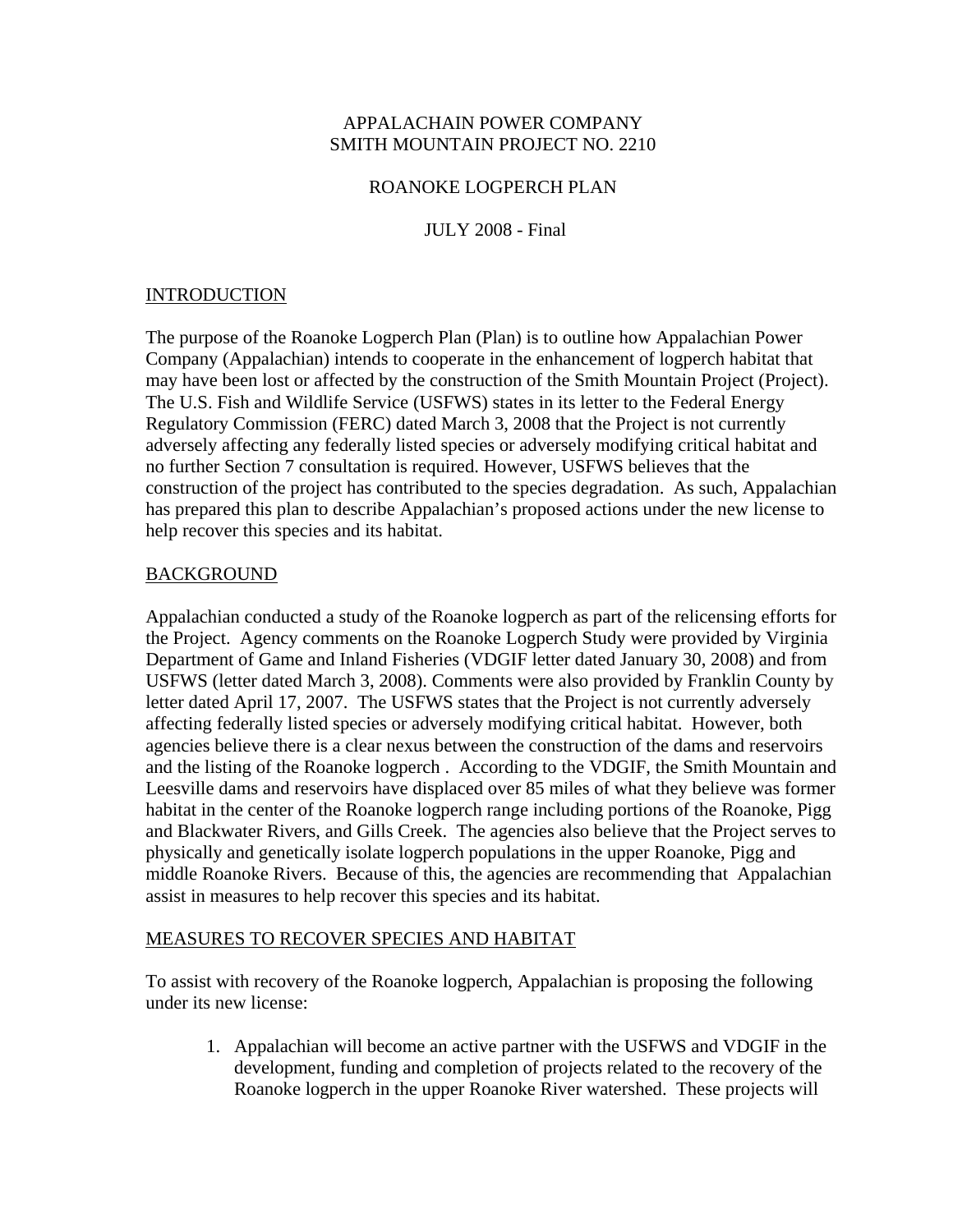APPALACHAIN POWER COMPANY
SMITH MOUNTAIN PROJECT NO. 2210

ROANOKE LOGPERCH PLAN

JULY 2008 - Final

## INTRODUCTION

The purpose of the Roanoke Logperch Plan (Plan) is to outline how Appalachian Power Company (Appalachian) intends to cooperate in the enhancement of logperch habitat that may have been lost or affected by the construction of the Smith Mountain Project (Project). The U.S. Fish and Wildlife Service (USFWS) states in its letter to the Federal Energy Regulatory Commission (FERC) dated March 3, 2008 that the Project is not currently adversely affecting any federally listed species or adversely modifying critical habitat and no further Section 7 consultation is required. However, USFWS believes that the construction of the project has contributed to the species degradation. As such, Appalachian has prepared this plan to describe Appalachian's proposed actions under the new license to help recover this species and its habitat.

## BACKGROUND

Appalachian conducted a study of the Roanoke logperch as part of the relicensing efforts for the Project. Agency comments on the Roanoke Logperch Study were provided by Virginia Department of Game and Inland Fisheries (VDGIF letter dated January 30, 2008) and from USFWS (letter dated March 3, 2008). Comments were also provided by Franklin County by letter dated April 17, 2007. The USFWS states that the Project is not currently adversely affecting federally listed species or adversely modifying critical habitat. However, both agencies believe there is a clear nexus between the construction of the dams and reservoirs and the listing of the Roanoke logperch . According to the VDGIF, the Smith Mountain and Leesville dams and reservoirs have displaced over 85 miles of what they believe was former habitat in the center of the Roanoke logperch range including portions of the Roanoke, Pigg and Blackwater Rivers, and Gills Creek. The agencies also believe that the Project serves to physically and genetically isolate logperch populations in the upper Roanoke, Pigg and middle Roanoke Rivers. Because of this, the agencies are recommending that Appalachian assist in measures to help recover this species and its habitat.

## MEASURES TO RECOVER SPECIES AND HABITAT

To assist with recovery of the Roanoke logperch, Appalachian is proposing the following under its new license:

1. Appalachian will become an active partner with the USFWS and VDGIF in the development, funding and completion of projects related to the recovery of the Roanoke logperch in the upper Roanoke River watershed. These projects will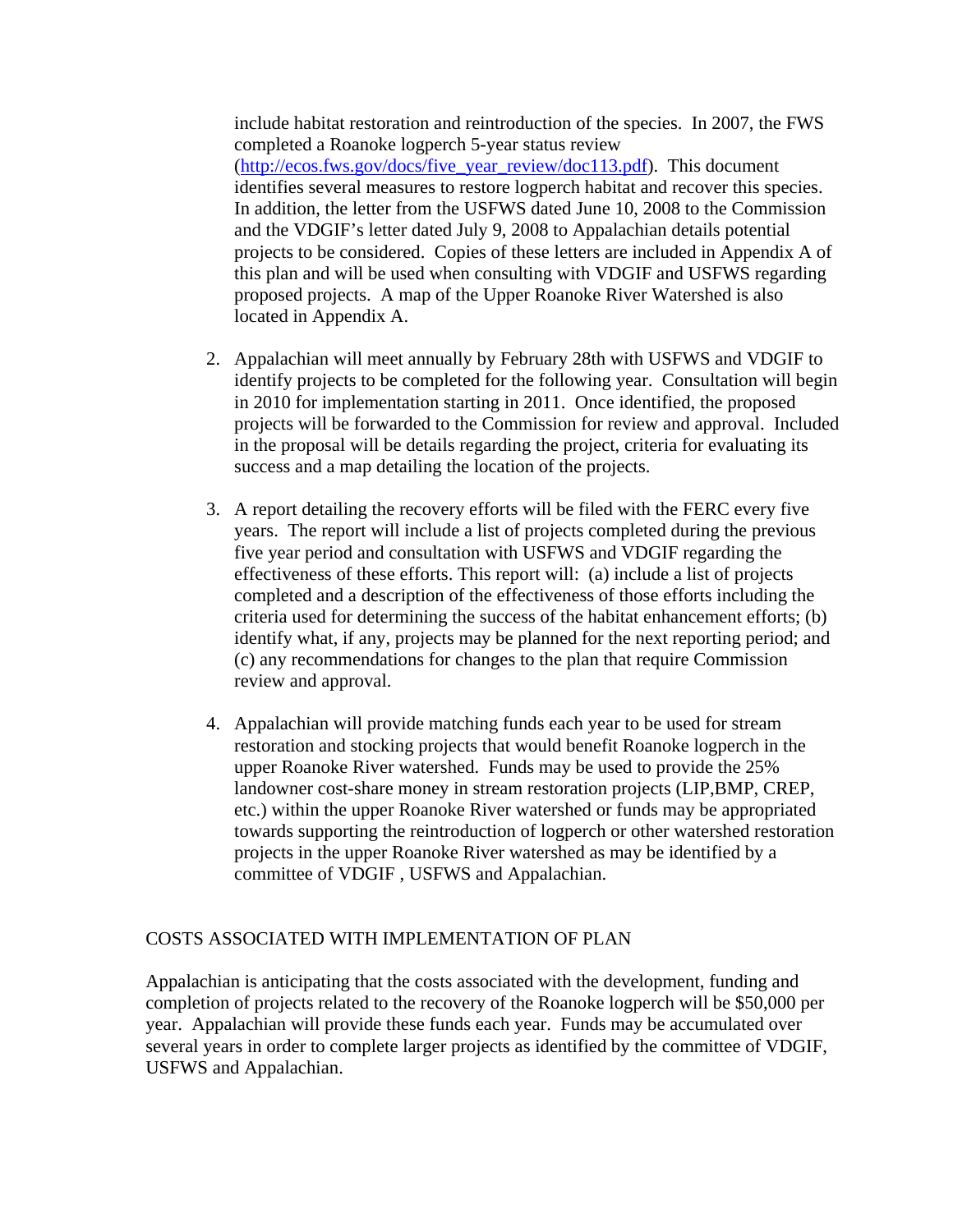include habitat restoration and reintroduction of the species. In 2007, the FWS completed a Roanoke logperch 5-year status review (http://ecos.fws.gov/docs/five_year_review/doc113.pdf). This document identifies several measures to restore logperch habitat and recover this species. In addition, the letter from the USFWS dated June 10, 2008 to the Commission and the VDGIF's letter dated July 9, 2008 to Appalachian details potential projects to be considered. Copies of these letters are included in Appendix A of this plan and will be used when consulting with VDGIF and USFWS regarding proposed projects. A map of the Upper Roanoke River Watershed is also located in Appendix A.

2. Appalachian will meet annually by February 28th with USFWS and VDGIF to identify projects to be completed for the following year. Consultation will begin in 2010 for implementation starting in 2011. Once identified, the proposed projects will be forwarded to the Commission for review and approval. Included in the proposal will be details regarding the project, criteria for evaluating its success and a map detailing the location of the projects.

3. A report detailing the recovery efforts will be filed with the FERC every five years. The report will include a list of projects completed during the previous five year period and consultation with USFWS and VDGIF regarding the effectiveness of these efforts. This report will: (a) include a list of projects completed and a description of the effectiveness of those efforts including the criteria used for determining the success of the habitat enhancement efforts; (b) identify what, if any, projects may be planned for the next reporting period; and (c) any recommendations for changes to the plan that require Commission review and approval.

4. Appalachian will provide matching funds each year to be used for stream restoration and stocking projects that would benefit Roanoke logperch in the upper Roanoke River watershed. Funds may be used to provide the 25% landowner cost-share money in stream restoration projects (LIP,BMP, CREP, etc.) within the upper Roanoke River watershed or funds may be appropriated towards supporting the reintroduction of logperch or other watershed restoration projects in the upper Roanoke River watershed as may be identified by a committee of VDGIF , USFWS and Appalachian.

## COSTS ASSOCIATED WITH IMPLEMENTATION OF PLAN

Appalachian is anticipating that the costs associated with the development, funding and completion of projects related to the recovery of the Roanoke logperch will be $50,000 per year. Appalachian will provide these funds each year. Funds may be accumulated over several years in order to complete larger projects as identified by the committee of VDGIF, USFWS and Appalachian.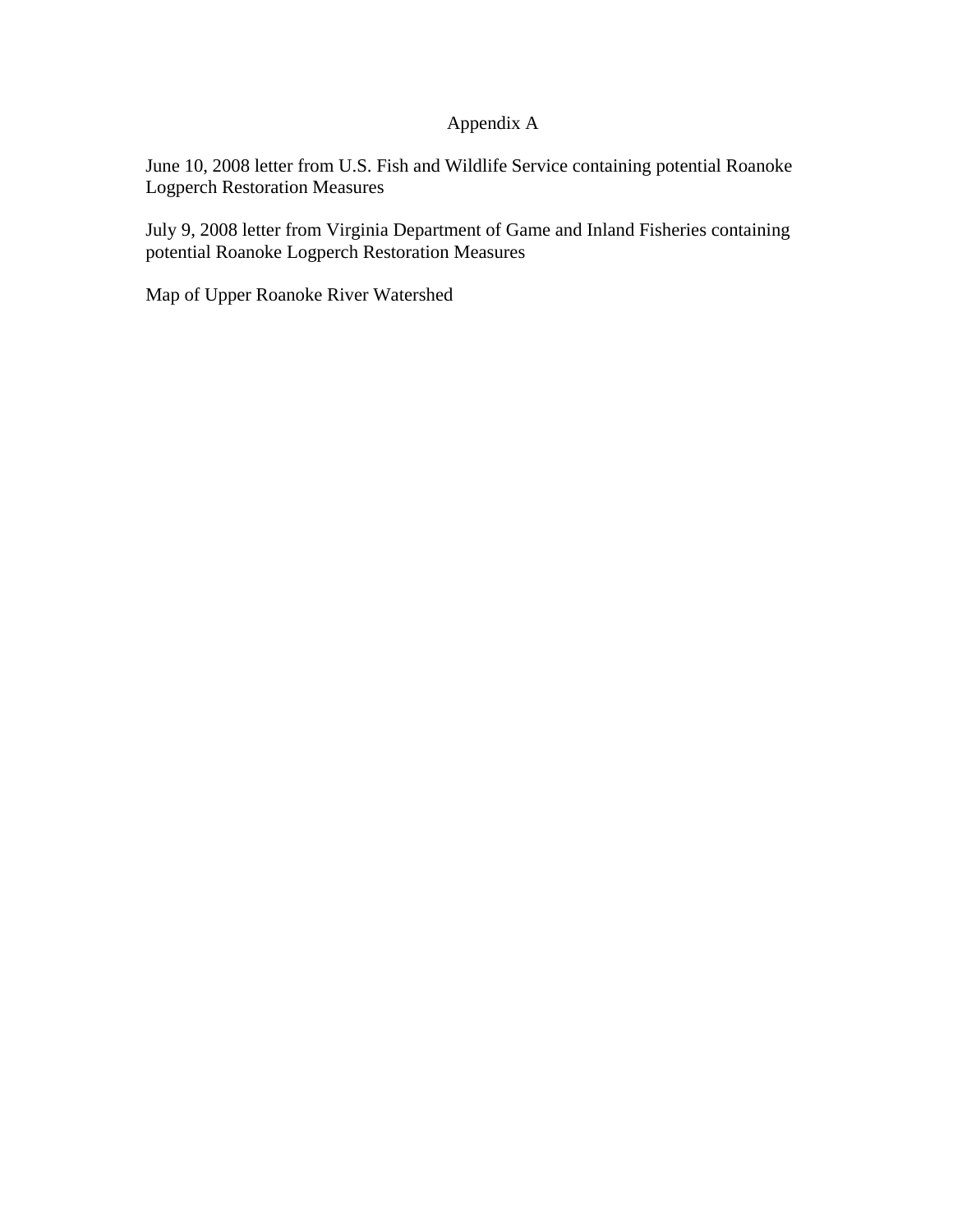# Appendix A

June 10, 2008 letter from U.S. Fish and Wildlife Service containing potential Roanoke Logperch Restoration Measures

July 9, 2008 letter from Virginia Department of Game and Inland Fisheries containing potential Roanoke Logperch Restoration Measures

Map of Upper Roanoke River Watershed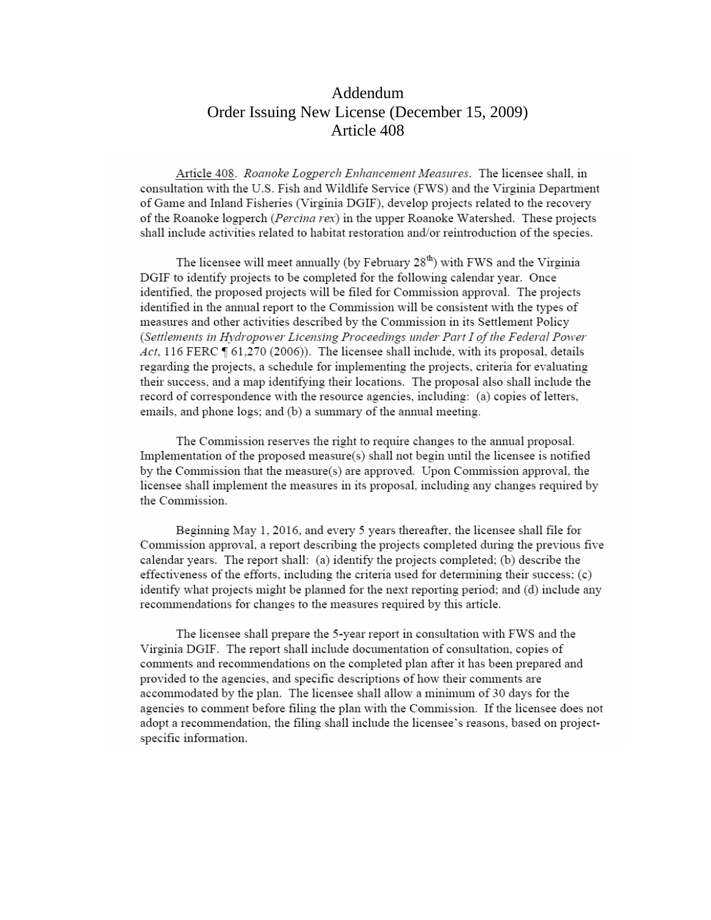# Addendum
## Order Issuing New License (December 15, 2009)
## Article 408

Article 408. *Roanoke Logperch Enhancement Measures*. The licensee shall, in consultation with the U.S. Fish and Wildlife Service (FWS) and the Virginia Department of Game and Inland Fisheries (Virginia DGIF), develop projects related to the recovery of the Roanoke logperch (*Percina rex*) in the upper Roanoke Watershed. These projects shall include activities related to habitat restoration and/or reintroduction of the species.

The licensee will meet annually (by February 28th) with FWS and the Virginia DGIF to identify projects to be completed for the following calendar year. Once identified, the proposed projects will be filed for Commission approval. The projects identified in the annual report to the Commission will be consistent with the types of measures and other activities described by the Commission in its Settlement Policy (*Settlements in Hydropower Licensing Proceedings under Part I of the Federal Power Act*, 116 FERC ¶ 61,270 (2006)). The licensee shall include, with its proposal, details regarding the projects, a schedule for implementing the projects, criteria for evaluating their success, and a map identifying their locations. The proposal also shall include the record of correspondence with the resource agencies, including: (a) copies of letters, emails, and phone logs; and (b) a summary of the annual meeting.

The Commission reserves the right to require changes to the annual proposal. Implementation of the proposed measure(s) shall not begin until the licensee is notified by the Commission that the measure(s) are approved. Upon Commission approval, the licensee shall implement the measures in its proposal, including any changes required by the Commission.

Beginning May 1, 2016, and every 5 years thereafter, the licensee shall file for Commission approval, a report describing the projects completed during the previous five calendar years. The report shall: (a) identify the projects completed; (b) describe the effectiveness of the efforts, including the criteria used for determining their success; (c) identify what projects might be planned for the next reporting period; and (d) include any recommendations for changes to the measures required by this article.

The licensee shall prepare the 5-year report in consultation with FWS and the Virginia DGIF. The report shall include documentation of consultation, copies of comments and recommendations on the completed plan after it has been prepared and provided to the agencies, and specific descriptions of how their comments are accommodated by the plan. The licensee shall allow a minimum of 30 days for the agencies to comment before filing the plan with the Commission. If the licensee does not adopt a recommendation, the filing shall include the licensee's reasons, based on project-specific information.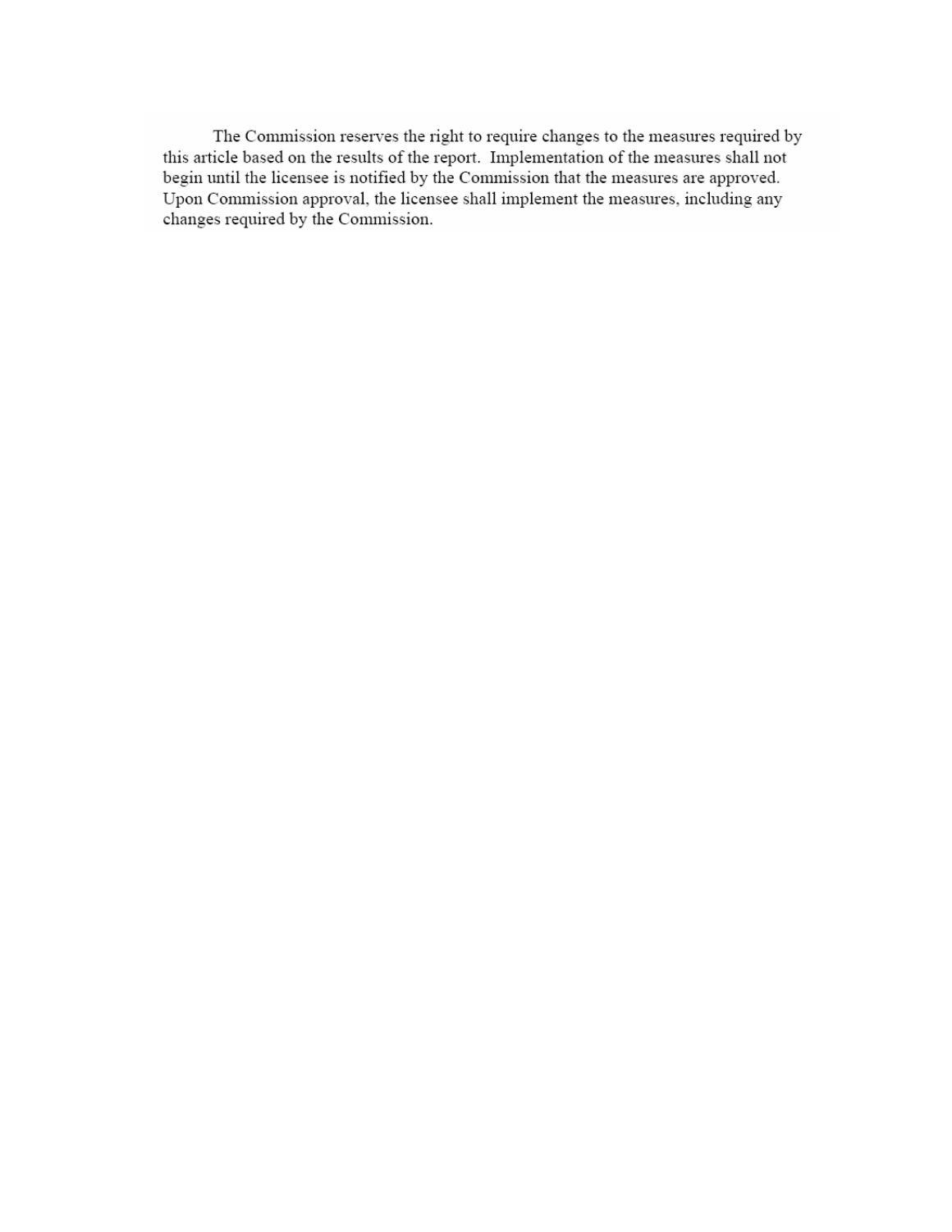The Commission reserves the right to require changes to the measures required by this article based on the results of the report. Implementation of the measures shall not begin until the licensee is notified by the Commission that the measures are approved. Upon Commission approval, the licensee shall implement the measures, including any changes required by the Commission.